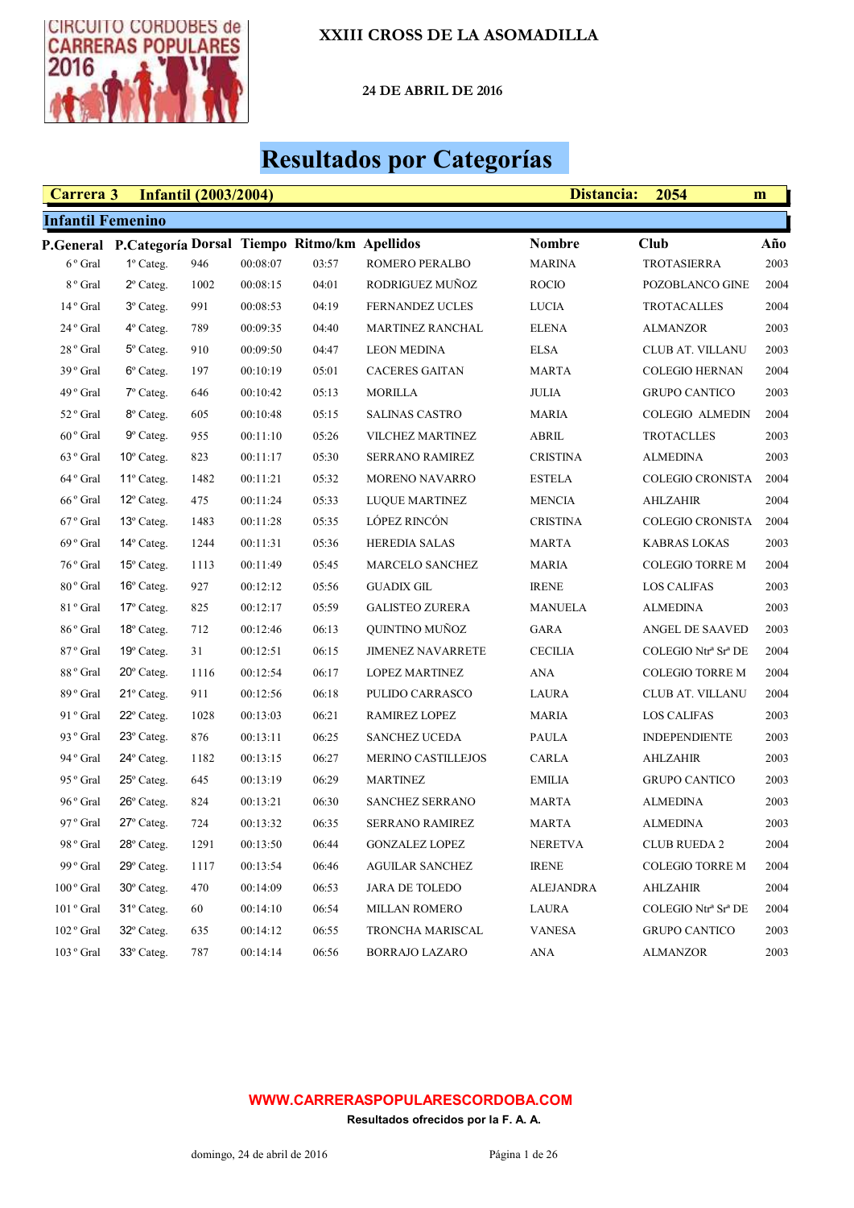# XXIII CROSS DE LA ASOMADILLA

**24 DE ABRIL DE 2016**

## Resultados por Categorías

**Carrera 3 Infantil (2003/2004) Distancia: 2054 m**

### Infantil Femenino

| P.General | P.Categoría | Dorsal | Tiempo | Ritmo/km | Apellidos | Nombre | Club | Año |
|---|---|---|---|---|---|---|---|---|
| 6 º Gral | 1º Categ. | 946 | 00:08:07 | 03:57 | ROMERO PERALBO | MARINA | TROTASIERRA | 2003 |
| 8 º Gral | 2º Categ. | 1002 | 00:08:15 | 04:01 | RODRIGUEZ MUÑOZ | ROCIO | POZOBLANCO GINE | 2004 |
| 14 º Gral | 3º Categ. | 991 | 00:08:53 | 04:19 | FERNANDEZ UCLES | LUCIA | TROTACALLES | 2004 |
| 24 º Gral | 4º Categ. | 789 | 00:09:35 | 04:40 | MARTINEZ RANCHAL | ELENA | ALMANZOR | 2003 |
| 28 º Gral | 5º Categ. | 910 | 00:09:50 | 04:47 | LEON MEDINA | ELSA | CLUB AT. VILLANU | 2003 |
| 39 º Gral | 6º Categ. | 197 | 00:10:19 | 05:01 | CACERES GAITAN | MARTA | COLEGIO HERNAN | 2004 |
| 49 º Gral | 7º Categ. | 646 | 00:10:42 | 05:13 | MORILLA | JULIA | GRUPO CANTICO | 2003 |
| 52 º Gral | 8º Categ. | 605 | 00:10:48 | 05:15 | SALINAS CASTRO | MARIA | COLEGIO ALMEDIN | 2004 |
| 60 º Gral | 9º Categ. | 955 | 00:11:10 | 05:26 | VILCHEZ MARTINEZ | ABRIL | TROTACLLES | 2003 |
| 63 º Gral | 10º Categ. | 823 | 00:11:17 | 05:30 | SERRANO RAMIREZ | CRISTINA | ALMEDINA | 2003 |
| 64 º Gral | 11º Categ. | 1482 | 00:11:21 | 05:32 | MORENO NAVARRO | ESTELA | COLEGIO CRONISTA | 2004 |
| 66 º Gral | 12º Categ. | 475 | 00:11:24 | 05:33 | LUQUE MARTINEZ | MENCIA | AHLZAHIR | 2004 |
| 67 º Gral | 13º Categ. | 1483 | 00:11:28 | 05:35 | LÓPEZ RINCÓN | CRISTINA | COLEGIO CRONISTA | 2004 |
| 69 º Gral | 14º Categ. | 1244 | 00:11:31 | 05:36 | HEREDIA SALAS | MARTA | KABRAS LOKAS | 2003 |
| 76 º Gral | 15º Categ. | 1113 | 00:11:49 | 05:45 | MARCELO SANCHEZ | MARIA | COLEGIO TORRE M | 2004 |
| 80 º Gral | 16º Categ. | 927 | 00:12:12 | 05:56 | GUADIX GIL | IRENE | LOS CALIFAS | 2003 |
| 81 º Gral | 17º Categ. | 825 | 00:12:17 | 05:59 | GALISTEO ZURERA | MANUELA | ALMEDINA | 2003 |
| 86 º Gral | 18º Categ. | 712 | 00:12:46 | 06:13 | QUINTINO MUÑOZ | GARA | ANGEL DE SAAVED | 2003 |
| 87 º Gral | 19º Categ. | 31 | 00:12:51 | 06:15 | JIMENEZ NAVARRETE | CECILIA | COLEGIO Ntrª Srª DE | 2004 |
| 88 º Gral | 20º Categ. | 1116 | 00:12:54 | 06:17 | LOPEZ MARTINEZ | ANA | COLEGIO TORRE M | 2004 |
| 89 º Gral | 21º Categ. | 911 | 00:12:56 | 06:18 | PULIDO CARRASCO | LAURA | CLUB AT. VILLANU | 2004 |
| 91 º Gral | 22º Categ. | 1028 | 00:13:03 | 06:21 | RAMIREZ LOPEZ | MARIA | LOS CALIFAS | 2003 |
| 93 º Gral | 23º Categ. | 876 | 00:13:11 | 06:25 | SANCHEZ UCEDA | PAULA | INDEPENDIENTE | 2003 |
| 94 º Gral | 24º Categ. | 1182 | 00:13:15 | 06:27 | MERINO CASTILLEJOS | CARLA | AHLZAHIR | 2003 |
| 95 º Gral | 25º Categ. | 645 | 00:13:19 | 06:29 | MARTINEZ | EMILIA | GRUPO CANTICO | 2003 |
| 96 º Gral | 26º Categ. | 824 | 00:13:21 | 06:30 | SANCHEZ SERRANO | MARTA | ALMEDINA | 2003 |
| 97 º Gral | 27º Categ. | 724 | 00:13:32 | 06:35 | SERRANO RAMIREZ | MARTA | ALMEDINA | 2003 |
| 98 º Gral | 28º Categ. | 1291 | 00:13:50 | 06:44 | GONZALEZ LOPEZ | NERETVA | CLUB RUEDA 2 | 2004 |
| 99 º Gral | 29º Categ. | 1117 | 00:13:54 | 06:46 | AGUILAR SANCHEZ | IRENE | COLEGIO TORRE M | 2004 |
| 100 º Gral | 30º Categ. | 470 | 00:14:09 | 06:53 | JARA DE TOLEDO | ALEJANDRA | AHLZAHIR | 2004 |
| 101 º Gral | 31º Categ. | 60 | 00:14:10 | 06:54 | MILLAN ROMERO | LAURA | COLEGIO Ntrª Srª DE | 2004 |
| 102 º Gral | 32º Categ. | 635 | 00:14:12 | 06:55 | TRONCHA MARISCAL | VANESA | GRUPO CANTICO | 2003 |
| 103 º Gral | 33º Categ. | 787 | 00:14:14 | 06:56 | BORRAJO LAZARO | ANA | ALMANZOR | 2003 |

**WWW.CARRERASPOPULARESCORDOBA.COM**

**Resultados ofrecidos por la F. A. A.**

domingo, 24 de abril de 2016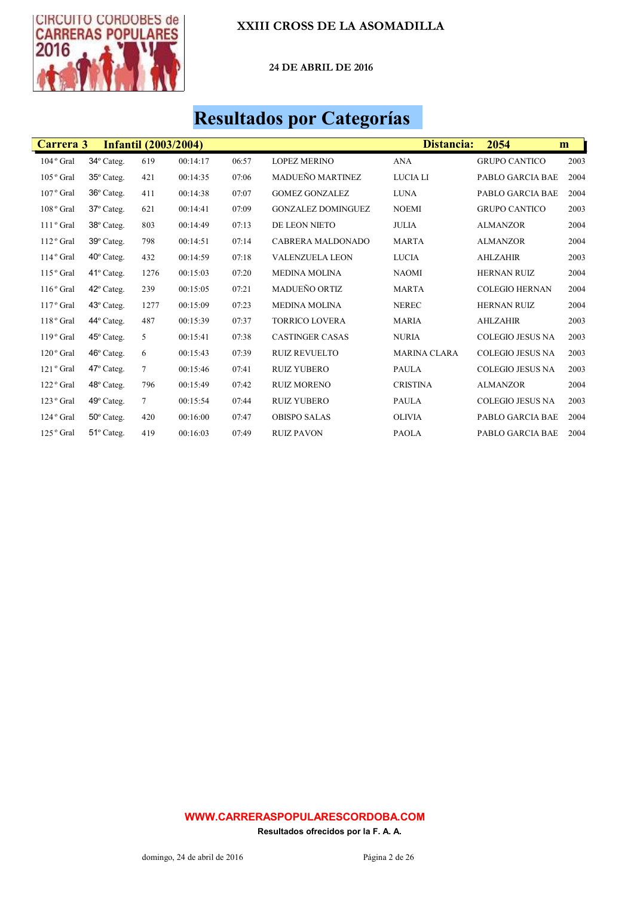# XXIII CROSS DE LA ASOMADILLA

**24 DE ABRIL DE 2016**

## Resultados por Categorías

| Carrera 3 | Infantil (2003/2004) | | | | | | Distancia: | 2054 m |
|---|---|---|---|---|---|---|---|---|
| 104 º Gral | 34º Categ. | 619 | 00:14:17 | 06:57 | LOPEZ MERINO | ANA | GRUPO CANTICO | 2003 |
| 105 º Gral | 35º Categ. | 421 | 00:14:35 | 07:06 | MADUEÑO MARTINEZ | LUCIA LI | PABLO GARCIA BAE | 2004 |
| 107 º Gral | 36º Categ. | 411 | 00:14:38 | 07:07 | GOMEZ GONZALEZ | LUNA | PABLO GARCIA BAE | 2004 |
| 108 º Gral | 37º Categ. | 621 | 00:14:41 | 07:09 | GONZALEZ DOMINGUEZ | NOEMI | GRUPO CANTICO | 2003 |
| 111 º Gral | 38º Categ. | 803 | 00:14:49 | 07:13 | DE LEON NIETO | JULIA | ALMANZOR | 2004 |
| 112 º Gral | 39º Categ. | 798 | 00:14:51 | 07:14 | CABRERA MALDONADO | MARTA | ALMANZOR | 2004 |
| 114 º Gral | 40º Categ. | 432 | 00:14:59 | 07:18 | VALENZUELA LEON | LUCIA | AHLZAHIR | 2003 |
| 115 º Gral | 41º Categ. | 1276 | 00:15:03 | 07:20 | MEDINA MOLINA | NAOMI | HERNAN RUIZ | 2004 |
| 116 º Gral | 42º Categ. | 239 | 00:15:05 | 07:21 | MADUEÑO ORTIZ | MARTA | COLEGIO HERNAN | 2004 |
| 117 º Gral | 43º Categ. | 1277 | 00:15:09 | 07:23 | MEDINA MOLINA | NEREC | HERNAN RUIZ | 2004 |
| 118 º Gral | 44º Categ. | 487 | 00:15:39 | 07:37 | TORRICO LOVERA | MARIA | AHLZAHIR | 2003 |
| 119 º Gral | 45º Categ. | 5 | 00:15:41 | 07:38 | CASTINGER CASAS | NURIA | COLEGIO JESUS NA | 2003 |
| 120 º Gral | 46º Categ. | 6 | 00:15:43 | 07:39 | RUIZ REVUELTO | MARINA CLARA | COLEGIO JESUS NA | 2003 |
| 121 º Gral | 47º Categ. | 7 | 00:15:46 | 07:41 | RUIZ YUBERO | PAULA | COLEGIO JESUS NA | 2003 |
| 122 º Gral | 48º Categ. | 796 | 00:15:49 | 07:42 | RUIZ MORENO | CRISTINA | ALMANZOR | 2004 |
| 123 º Gral | 49º Categ. | 7 | 00:15:54 | 07:44 | RUIZ YUBERO | PAULA | COLEGIO JESUS NA | 2003 |
| 124 º Gral | 50º Categ. | 420 | 00:16:00 | 07:47 | OBISPO SALAS | OLIVIA | PABLO GARCIA BAE | 2004 |
| 125 º Gral | 51º Categ. | 419 | 00:16:03 | 07:49 | RUIZ PAVON | PAOLA | PABLO GARCIA BAE | 2004 |

**WWW.CARRERASPOPULARESCORDOBA.COM**

**Resultados ofrecidos por la F. A. A.**

domingo, 24 de abril de 2016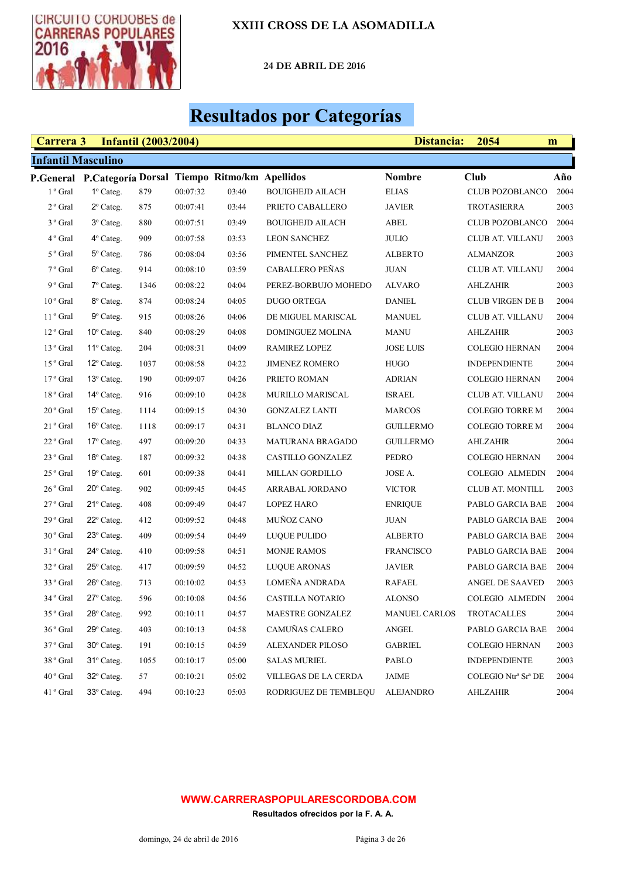# XXIII CROSS DE LA ASOMADILLA

**24 DE ABRIL DE 2016**

## Resultados por Categorías

**Carrera 3 Infantil (2003/2004)** **Distancia: 2054 m**

### Infantil Masculino

| P.General | P.Categoría | Dorsal | Tiempo | Ritmo/km | Apellidos | Nombre | Club | Año |
|---|---|---|---|---|---|---|---|---|
| 1º Gral | 1º Categ. | 879 | 00:07:32 | 03:40 | BOUIGHEJD AILACH | ELIAS | CLUB POZOBLANCO | 2004 |
| 2º Gral | 2º Categ. | 875 | 00:07:41 | 03:44 | PRIETO CABALLERO | JAVIER | TROTASIERRA | 2003 |
| 3º Gral | 3º Categ. | 880 | 00:07:51 | 03:49 | BOUIGHEJD AILACH | ABEL | CLUB POZOBLANCO | 2004 |
| 4º Gral | 4º Categ. | 909 | 00:07:58 | 03:53 | LEON SANCHEZ | JULIO | CLUB AT. VILLANU | 2003 |
| 5º Gral | 5º Categ. | 786 | 00:08:04 | 03:56 | PIMENTEL SANCHEZ | ALBERTO | ALMANZOR | 2003 |
| 7º Gral | 6º Categ. | 914 | 00:08:10 | 03:59 | CABALLERO PEÑAS | JUAN | CLUB AT. VILLANU | 2004 |
| 9º Gral | 7º Categ. | 1346 | 00:08:22 | 04:04 | PEREZ-BORBUJO MOHEDO | ALVARO | AHLZAHIR | 2003 |
| 10º Gral | 8º Categ. | 874 | 00:08:24 | 04:05 | DUGO ORTEGA | DANIEL | CLUB VIRGEN DE B | 2004 |
| 11º Gral | 9º Categ. | 915 | 00:08:26 | 04:06 | DE MIGUEL MARISCAL | MANUEL | CLUB AT. VILLANU | 2004 |
| 12º Gral | 10º Categ. | 840 | 00:08:29 | 04:08 | DOMINGUEZ MOLINA | MANU | AHLZAHIR | 2003 |
| 13º Gral | 11º Categ. | 204 | 00:08:31 | 04:09 | RAMIREZ LOPEZ | JOSE LUIS | COLEGIO HERNAN | 2004 |
| 15º Gral | 12º Categ. | 1037 | 00:08:58 | 04:22 | JIMENEZ ROMERO | HUGO | INDEPENDIENTE | 2004 |
| 17º Gral | 13º Categ. | 190 | 00:09:07 | 04:26 | PRIETO ROMAN | ADRIAN | COLEGIO HERNAN | 2004 |
| 18º Gral | 14º Categ. | 916 | 00:09:10 | 04:28 | MURILLO MARISCAL | ISRAEL | CLUB AT. VILLANU | 2004 |
| 20º Gral | 15º Categ. | 1114 | 00:09:15 | 04:30 | GONZALEZ LANTI | MARCOS | COLEGIO TORRE M | 2004 |
| 21º Gral | 16º Categ. | 1118 | 00:09:17 | 04:31 | BLANCO DIAZ | GUILLERMO | COLEGIO TORRE M | 2004 |
| 22º Gral | 17º Categ. | 497 | 00:09:20 | 04:33 | MATURANA BRAGADO | GUILLERMO | AHLZAHIR | 2004 |
| 23º Gral | 18º Categ. | 187 | 00:09:32 | 04:38 | CASTILLO GONZALEZ | PEDRO | COLEGIO HERNAN | 2004 |
| 25º Gral | 19º Categ. | 601 | 00:09:38 | 04:41 | MILLAN GORDILLO | JOSE A. | COLEGIO ALMEDIN | 2004 |
| 26º Gral | 20º Categ. | 902 | 00:09:45 | 04:45 | ARRABAL JORDANO | VICTOR | CLUB AT. MONTILL | 2003 |
| 27º Gral | 21º Categ. | 408 | 00:09:49 | 04:47 | LOPEZ HARO | ENRIQUE | PABLO GARCIA BAE | 2004 |
| 29º Gral | 22º Categ. | 412 | 00:09:52 | 04:48 | MUÑOZ CANO | JUAN | PABLO GARCIA BAE | 2004 |
| 30º Gral | 23º Categ. | 409 | 00:09:54 | 04:49 | LUQUE PULIDO | ALBERTO | PABLO GARCIA BAE | 2004 |
| 31º Gral | 24º Categ. | 410 | 00:09:58 | 04:51 | MONJE RAMOS | FRANCISCO | PABLO GARCIA BAE | 2004 |
| 32º Gral | 25º Categ. | 417 | 00:09:59 | 04:52 | LUQUE ARONAS | JAVIER | PABLO GARCIA BAE | 2004 |
| 33º Gral | 26º Categ. | 713 | 00:10:02 | 04:53 | LOMEÑA ANDRADA | RAFAEL | ANGEL DE SAAVED | 2003 |
| 34º Gral | 27º Categ. | 596 | 00:10:08 | 04:56 | CASTILLA NOTARIO | ALONSO | COLEGIO ALMEDIN | 2004 |
| 35º Gral | 28º Categ. | 992 | 00:10:11 | 04:57 | MAESTRE GONZALEZ | MANUEL CARLOS | TROTACALLES | 2004 |
| 36º Gral | 29º Categ. | 403 | 00:10:13 | 04:58 | CAMUÑAS CALERO | ANGEL | PABLO GARCIA BAE | 2004 |
| 37º Gral | 30º Categ. | 191 | 00:10:15 | 04:59 | ALEXANDER PILOSO | GABRIEL | COLEGIO HERNAN | 2003 |
| 38º Gral | 31º Categ. | 1055 | 00:10:17 | 05:00 | SALAS MURIEL | PABLO | INDEPENDIENTE | 2003 |
| 40º Gral | 32º Categ. | 57 | 00:10:21 | 05:02 | VILLEGAS DE LA CERDA | JAIME | COLEGIO Ntrª Srª DE | 2004 |
| 41º Gral | 33º Categ. | 494 | 00:10:23 | 05:03 | RODRIGUEZ DE TEMBLEQU | ALEJANDRO | AHLZAHIR | 2004 |

**WWW.CARRERASPOPULARESCORDOBA.COM**

**Resultados ofrecidos por la F. A. A.**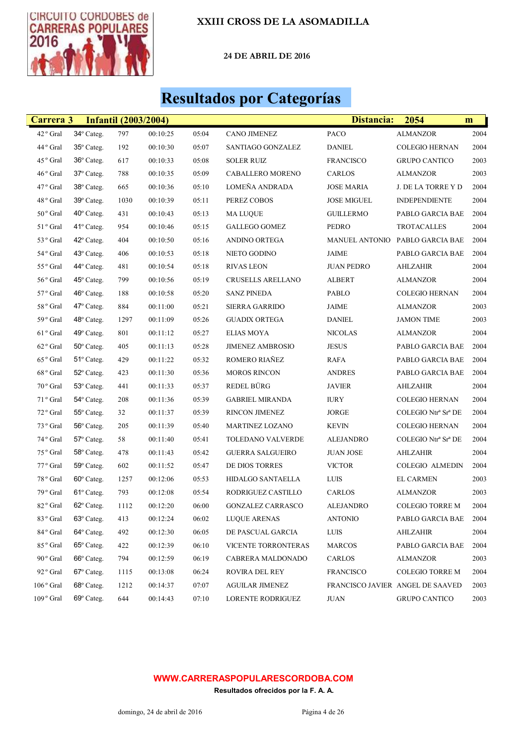# XXIII CROSS DE LA ASOMADILLA

**24 DE ABRIL DE 2016**

## Resultados por Categorías

| Carrera 3 | Infantil (2003/2004) | | | | | Distancia: | 2054 | m |
|---|---|---|---|---|---|---|---|---|
| 42 º Gral | 34º Categ. | 797 | 00:10:25 | 05:04 | CANO JIMENEZ | PACO | ALMANZOR | 2004 |
| 44 º Gral | 35º Categ. | 192 | 00:10:30 | 05:07 | SANTIAGO GONZALEZ | DANIEL | COLEGIO HERNAN | 2004 |
| 45 º Gral | 36º Categ. | 617 | 00:10:33 | 05:08 | SOLER RUIZ | FRANCISCO | GRUPO CANTICO | 2003 |
| 46 º Gral | 37º Categ. | 788 | 00:10:35 | 05:09 | CABALLERO MORENO | CARLOS | ALMANZOR | 2003 |
| 47 º Gral | 38º Categ. | 665 | 00:10:36 | 05:10 | LOMEÑA ANDRADA | JOSE MARIA | J. DE LA TORRE Y D | 2004 |
| 48 º Gral | 39º Categ. | 1030 | 00:10:39 | 05:11 | PEREZ COBOS | JOSE MIGUEL | INDEPENDIENTE | 2004 |
| 50 º Gral | 40º Categ. | 431 | 00:10:43 | 05:13 | MA LUQUE | GUILLERMO | PABLO GARCIA BAE | 2004 |
| 51 º Gral | 41º Categ. | 954 | 00:10:46 | 05:15 | GALLEGO GOMEZ | PEDRO | TROTACALLES | 2004 |
| 53 º Gral | 42º Categ. | 404 | 00:10:50 | 05:16 | ANDINO ORTEGA | MANUEL ANTONIO | PABLO GARCIA BAE | 2004 |
| 54 º Gral | 43º Categ. | 406 | 00:10:53 | 05:18 | NIETO GODINO | JAIME | PABLO GARCIA BAE | 2004 |
| 55 º Gral | 44º Categ. | 481 | 00:10:54 | 05:18 | RIVAS LEON | JUAN PEDRO | AHLZAHIR | 2004 |
| 56 º Gral | 45º Categ. | 799 | 00:10:56 | 05:19 | CRUSELLS ARELLANO | ALBERT | ALMANZOR | 2004 |
| 57 º Gral | 46º Categ. | 188 | 00:10:58 | 05:20 | SANZ PINEDA | PABLO | COLEGIO HERNAN | 2004 |
| 58 º Gral | 47º Categ. | 884 | 00:11:00 | 05:21 | SIERRA GARRIDO | JAIME | ALMANZOR | 2003 |
| 59 º Gral | 48º Categ. | 1297 | 00:11:09 | 05:26 | GUADIX ORTEGA | DANIEL | JAMON TIME | 2003 |
| 61 º Gral | 49º Categ. | 801 | 00:11:12 | 05:27 | ELIAS MOYA | NICOLAS | ALMANZOR | 2004 |
| 62 º Gral | 50º Categ. | 405 | 00:11:13 | 05:28 | JIMENEZ AMBROSIO | JESUS | PABLO GARCIA BAE | 2004 |
| 65 º Gral | 51º Categ. | 429 | 00:11:22 | 05:32 | ROMERO RIAÑEZ | RAFA | PABLO GARCIA BAE | 2004 |
| 68 º Gral | 52º Categ. | 423 | 00:11:30 | 05:36 | MOROS RINCON | ANDRES | PABLO GARCIA BAE | 2004 |
| 70 º Gral | 53º Categ. | 441 | 00:11:33 | 05:37 | REDEL BÜRG | JAVIER | AHLZAHIR | 2004 |
| 71 º Gral | 54º Categ. | 208 | 00:11:36 | 05:39 | GABRIEL MIRANDA | IURY | COLEGIO HERNAN | 2004 |
| 72 º Gral | 55º Categ. | 32 | 00:11:37 | 05:39 | RINCON JIMENEZ | JORGE | COLEGIO Ntrª Srª DE | 2004 |
| 73 º Gral | 56º Categ. | 205 | 00:11:39 | 05:40 | MARTINEZ LOZANO | KEVIN | COLEGIO HERNAN | 2004 |
| 74 º Gral | 57º Categ. | 58 | 00:11:40 | 05:41 | TOLEDANO VALVERDE | ALEJANDRO | COLEGIO Ntrª Srª DE | 2004 |
| 75 º Gral | 58º Categ. | 478 | 00:11:43 | 05:42 | GUERRA SALGUEIRO | JUAN JOSE | AHLZAHIR | 2004 |
| 77 º Gral | 59º Categ. | 602 | 00:11:52 | 05:47 | DE DIOS TORRES | VICTOR | COLEGIO ALMEDIN | 2004 |
| 78 º Gral | 60º Categ. | 1257 | 00:12:06 | 05:53 | HIDALGO SANTAELLA | LUIS | EL CARMEN | 2003 |
| 79 º Gral | 61º Categ. | 793 | 00:12:08 | 05:54 | RODRIGUEZ CASTILLO | CARLOS | ALMANZOR | 2003 |
| 82 º Gral | 62º Categ. | 1112 | 00:12:20 | 06:00 | GONZALEZ CARRASCO | ALEJANDRO | COLEGIO TORRE M | 2004 |
| 83 º Gral | 63º Categ. | 413 | 00:12:24 | 06:02 | LUQUE ARENAS | ANTONIO | PABLO GARCIA BAE | 2004 |
| 84 º Gral | 64º Categ. | 492 | 00:12:30 | 06:05 | DE PASCUAL GARCIA | LUIS | AHLZAHIR | 2004 |
| 85 º Gral | 65º Categ. | 422 | 00:12:39 | 06:10 | VICENTE TORRONTERAS | MARCOS | PABLO GARCIA BAE | 2004 |
| 90 º Gral | 66º Categ. | 794 | 00:12:59 | 06:19 | CABRERA MALDONADO | CARLOS | ALMANZOR | 2003 |
| 92 º Gral | 67º Categ. | 1115 | 00:13:08 | 06:24 | ROVIRA DEL REY | FRANCISCO | COLEGIO TORRE M | 2004 |
| 106 º Gral | 68º Categ. | 1212 | 00:14:37 | 07:07 | AGUILAR JIMENEZ | FRANCISCO JAVIER | ANGEL DE SAAVED | 2003 |
| 109 º Gral | 69º Categ. | 644 | 00:14:43 | 07:10 | LORENTE RODRIGUEZ | JUAN | GRUPO CANTICO | 2003 |

**WWW.CARRERASPOPULARESCORDOBA.COM**

**Resultados ofrecidos por la F. A. A.**

domingo, 24 de abril de 2016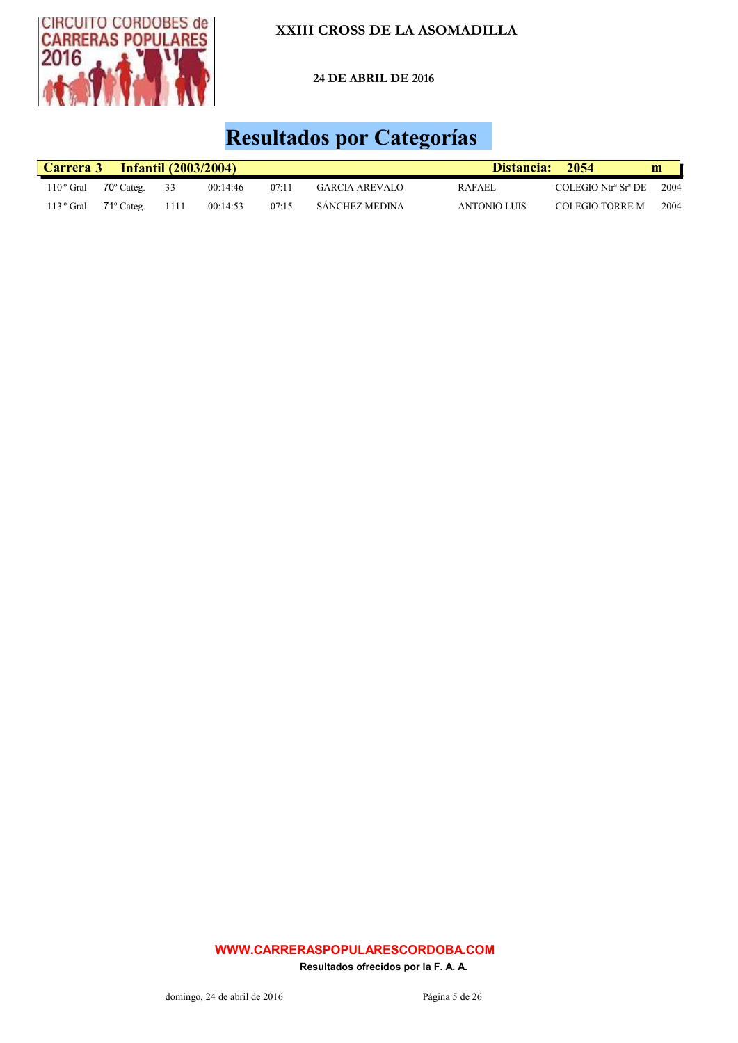# XXIII CROSS DE LA ASOMADILLA

**24 DE ABRIL DE 2016**

## Resultados por Categorías

| Carrera 3 | Infantil (2003/2004) | | | | | | Distancia: 2054 m | |
|---|---|---|---|---|---|---|---|---|
| 110 º Gral | 70º Categ. | 33 | 00:14:46 | 07:11 | GARCIA AREVALO | RAFAEL | COLEGIO Ntrª Srª DE | 2004 |
| 113 º Gral | 71º Categ. | 1111 | 00:14:53 | 07:15 | SÁNCHEZ MEDINA | ANTONIO LUIS | COLEGIO TORRE M | 2004 |

**WWW.CARRERASPOPULARESCORDOBA.COM**

**Resultados ofrecidos por la F. A. A.**

domingo, 24 de abril de 2016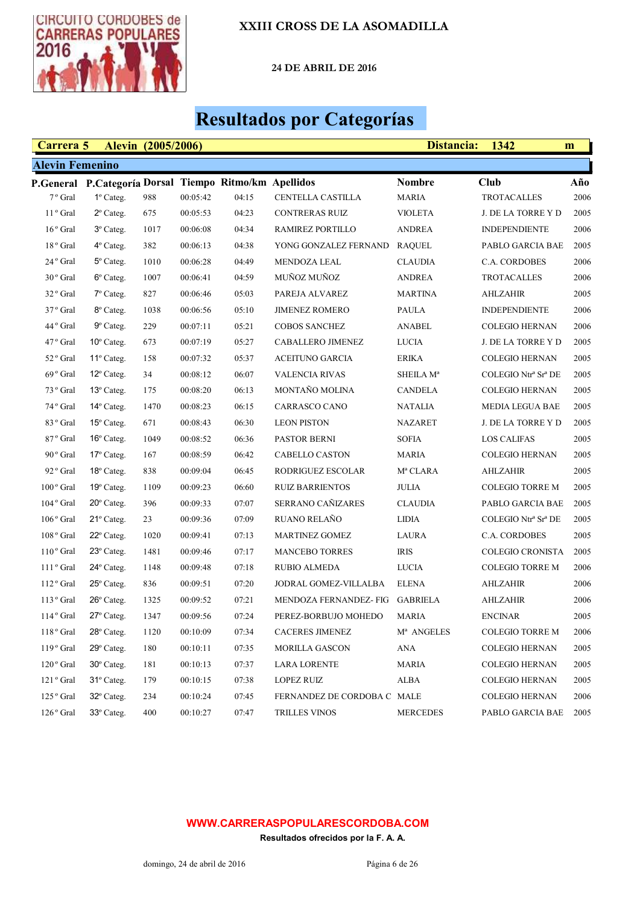# XXIII CROSS DE LA ASOMADILLA

**24 DE ABRIL DE 2016**

## Resultados por Categorías

**Carrera 5 Alevin (2005/2006)** **Distancia: 1342 m**

### Alevin Femenino

| P.General | P.Categoría | Dorsal | Tiempo | Ritmo/km | Apellidos | Nombre | Club | Año |
|---|---|---|---|---|---|---|---|---|
| 7º Gral | 1º Categ. | 988 | 00:05:42 | 04:15 | CENTELLA CASTILLA | MARIA | TROTACALLES | 2006 |
| 11º Gral | 2º Categ. | 675 | 00:05:53 | 04:23 | CONTRERAS RUIZ | VIOLETA | J. DE LA TORRE Y D | 2005 |
| 16º Gral | 3º Categ. | 1017 | 00:06:08 | 04:34 | RAMIREZ PORTILLO | ANDREA | INDEPENDIENTE | 2006 |
| 18º Gral | 4º Categ. | 382 | 00:06:13 | 04:38 | YONG GONZALEZ FERNAND | RAQUEL | PABLO GARCIA BAE | 2005 |
| 24º Gral | 5º Categ. | 1010 | 00:06:28 | 04:49 | MENDOZA LEAL | CLAUDIA | C.A. CORDOBES | 2006 |
| 30º Gral | 6º Categ. | 1007 | 00:06:41 | 04:59 | MUÑOZ MUÑOZ | ANDREA | TROTACALLES | 2006 |
| 32º Gral | 7º Categ. | 827 | 00:06:46 | 05:03 | PAREJA ALVAREZ | MARTINA | AHLZAHIR | 2005 |
| 37º Gral | 8º Categ. | 1038 | 00:06:56 | 05:10 | JIMENEZ ROMERO | PAULA | INDEPENDIENTE | 2006 |
| 44º Gral | 9º Categ. | 229 | 00:07:11 | 05:21 | COBOS SANCHEZ | ANABEL | COLEGIO HERNAN | 2006 |
| 47º Gral | 10º Categ. | 673 | 00:07:19 | 05:27 | CABALLERO JIMENEZ | LUCIA | J. DE LA TORRE Y D | 2005 |
| 52º Gral | 11º Categ. | 158 | 00:07:32 | 05:37 | ACEITUNO GARCIA | ERIKA | COLEGIO HERNAN | 2005 |
| 69º Gral | 12º Categ. | 34 | 00:08:12 | 06:07 | VALENCIA RIVAS | SHEILA Mª | COLEGIO Ntrª Srª DE | 2005 |
| 73º Gral | 13º Categ. | 175 | 00:08:20 | 06:13 | MONTAÑO MOLINA | CANDELA | COLEGIO HERNAN | 2005 |
| 74º Gral | 14º Categ. | 1470 | 00:08:23 | 06:15 | CARRASCO CANO | NATALIA | MEDIA LEGUA BAE | 2005 |
| 83º Gral | 15º Categ. | 671 | 00:08:43 | 06:30 | LEON PISTON | NAZARET | J. DE LA TORRE Y D | 2005 |
| 87º Gral | 16º Categ. | 1049 | 00:08:52 | 06:36 | PASTOR BERNI | SOFIA | LOS CALIFAS | 2005 |
| 90º Gral | 17º Categ. | 167 | 00:08:59 | 06:42 | CABELLO CASTON | MARIA | COLEGIO HERNAN | 2005 |
| 92º Gral | 18º Categ. | 838 | 00:09:04 | 06:45 | RODRIGUEZ ESCOLAR | Mª CLARA | AHLZAHIR | 2005 |
| 100º Gral | 19º Categ. | 1109 | 00:09:23 | 06:60 | RUIZ BARRIENTOS | JULIA | COLEGIO TORRE M | 2005 |
| 104º Gral | 20º Categ. | 396 | 00:09:33 | 07:07 | SERRANO CAÑIZARES | CLAUDIA | PABLO GARCIA BAE | 2005 |
| 106º Gral | 21º Categ. | 23 | 00:09:36 | 07:09 | RUANO RELAÑO | LIDIA | COLEGIO Ntrª Srª DE | 2005 |
| 108º Gral | 22º Categ. | 1020 | 00:09:41 | 07:13 | MARTINEZ GOMEZ | LAURA | C.A. CORDOBES | 2005 |
| 110º Gral | 23º Categ. | 1481 | 00:09:46 | 07:17 | MANCEBO TORRES | IRIS | COLEGIO CRONISTA | 2005 |
| 111º Gral | 24º Categ. | 1148 | 00:09:48 | 07:18 | RUBIO ALMEDA | LUCIA | COLEGIO TORRE M | 2006 |
| 112º Gral | 25º Categ. | 836 | 00:09:51 | 07:20 | JODRAL GOMEZ-VILLALBA | ELENA | AHLZAHIR | 2006 |
| 113º Gral | 26º Categ. | 1325 | 00:09:52 | 07:21 | MENDOZA FERNANDEZ- FIG | GABRIELA | AHLZAHIR | 2006 |
| 114º Gral | 27º Categ. | 1347 | 00:09:56 | 07:24 | PEREZ-BORBUJO MOHEDO | MARIA | ENCINAR | 2005 |
| 118º Gral | 28º Categ. | 1120 | 00:10:09 | 07:34 | CACERES JIMENEZ | Mª ANGELES | COLEGIO TORRE M | 2006 |
| 119º Gral | 29º Categ. | 180 | 00:10:11 | 07:35 | MORILLA GASCON | ANA | COLEGIO HERNAN | 2005 |
| 120º Gral | 30º Categ. | 181 | 00:10:13 | 07:37 | LARA LORENTE | MARIA | COLEGIO HERNAN | 2005 |
| 121º Gral | 31º Categ. | 179 | 00:10:15 | 07:38 | LOPEZ RUIZ | ALBA | COLEGIO HERNAN | 2005 |
| 125º Gral | 32º Categ. | 234 | 00:10:24 | 07:45 | FERNANDEZ DE CORDOBA C | MALE | COLEGIO HERNAN | 2006 |
| 126º Gral | 33º Categ. | 400 | 00:10:27 | 07:47 | TRILLES VINOS | MERCEDES | PABLO GARCIA BAE | 2005 |

**WWW.CARRERASPOPULARESCORDOBA.COM**

**Resultados ofrecidos por la F. A. A.**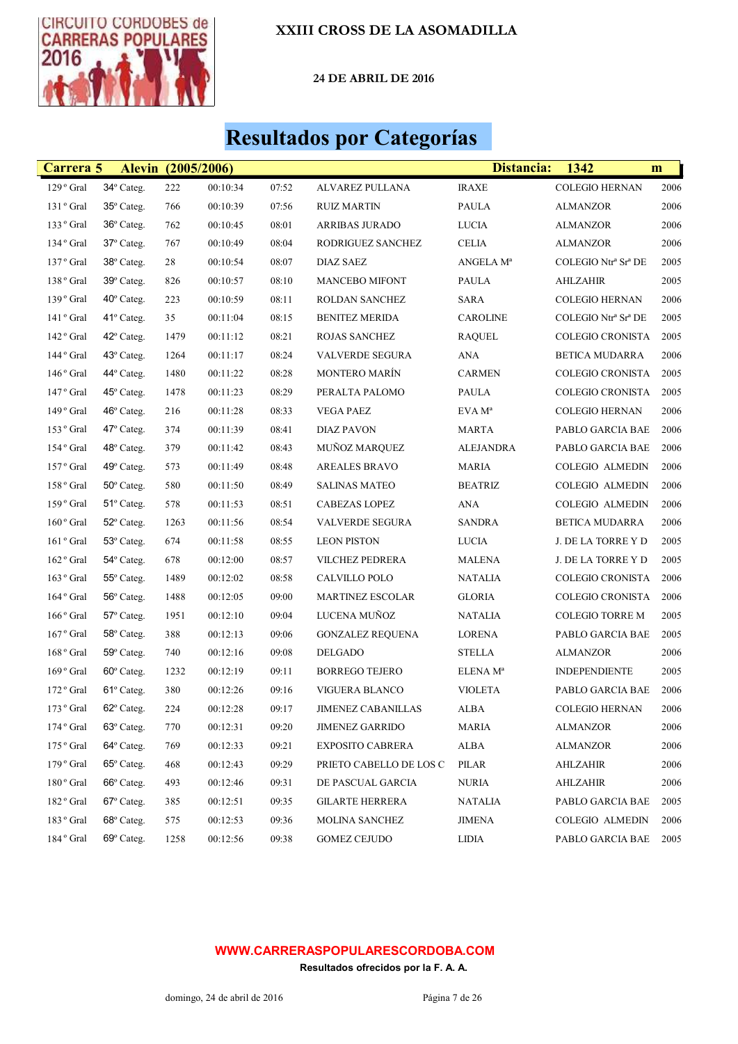# XXIII CROSS DE LA ASOMADILLA

**24 DE ABRIL DE 2016**

## Resultados por Categorías

| Carrera 5 | Alevin (2005/2006) | | | | | | Distancia: 1342 m | |
|---|---|---|---|---|---|---|---|---|
| 129 º Gral | 34º Categ. | 222 | 00:10:34 | 07:52 | ALVAREZ PULLANA | IRAXE | COLEGIO HERNAN | 2006 |
| 131 º Gral | 35º Categ. | 766 | 00:10:39 | 07:56 | RUIZ MARTIN | PAULA | ALMANZOR | 2006 |
| 133 º Gral | 36º Categ. | 762 | 00:10:45 | 08:01 | ARRIBAS JURADO | LUCIA | ALMANZOR | 2006 |
| 134 º Gral | 37º Categ. | 767 | 00:10:49 | 08:04 | RODRIGUEZ SANCHEZ | CELIA | ALMANZOR | 2006 |
| 137 º Gral | 38º Categ. | 28 | 00:10:54 | 08:07 | DIAZ SAEZ | ANGELA Mª | COLEGIO Ntrª Srª DE | 2005 |
| 138 º Gral | 39º Categ. | 826 | 00:10:57 | 08:10 | MANCEBO MIFONT | PAULA | AHLZAHIR | 2005 |
| 139 º Gral | 40º Categ. | 223 | 00:10:59 | 08:11 | ROLDAN SANCHEZ | SARA | COLEGIO HERNAN | 2006 |
| 141 º Gral | 41º Categ. | 35 | 00:11:04 | 08:15 | BENITEZ MERIDA | CAROLINE | COLEGIO Ntrª Srª DE | 2005 |
| 142 º Gral | 42º Categ. | 1479 | 00:11:12 | 08:21 | ROJAS SANCHEZ | RAQUEL | COLEGIO CRONISTA | 2005 |
| 144 º Gral | 43º Categ. | 1264 | 00:11:17 | 08:24 | VALVERDE SEGURA | ANA | BETICA MUDARRA | 2006 |
| 146 º Gral | 44º Categ. | 1480 | 00:11:22 | 08:28 | MONTERO MARÍN | CARMEN | COLEGIO CRONISTA | 2005 |
| 147 º Gral | 45º Categ. | 1478 | 00:11:23 | 08:29 | PERALTA PALOMO | PAULA | COLEGIO CRONISTA | 2005 |
| 149 º Gral | 46º Categ. | 216 | 00:11:28 | 08:33 | VEGA PAEZ | EVA Mª | COLEGIO HERNAN | 2006 |
| 153 º Gral | 47º Categ. | 374 | 00:11:39 | 08:41 | DIAZ PAVON | MARTA | PABLO GARCIA BAE | 2006 |
| 154 º Gral | 48º Categ. | 379 | 00:11:42 | 08:43 | MUÑOZ MARQUEZ | ALEJANDRA | PABLO GARCIA BAE | 2006 |
| 157 º Gral | 49º Categ. | 573 | 00:11:49 | 08:48 | AREALES BRAVO | MARIA | COLEGIO ALMEDIN | 2006 |
| 158 º Gral | 50º Categ. | 580 | 00:11:50 | 08:49 | SALINAS MATEO | BEATRIZ | COLEGIO ALMEDIN | 2006 |
| 159 º Gral | 51º Categ. | 578 | 00:11:53 | 08:51 | CABEZAS LOPEZ | ANA | COLEGIO ALMEDIN | 2006 |
| 160 º Gral | 52º Categ. | 1263 | 00:11:56 | 08:54 | VALVERDE SEGURA | SANDRA | BETICA MUDARRA | 2006 |
| 161 º Gral | 53º Categ. | 674 | 00:11:58 | 08:55 | LEON PISTON | LUCIA | J. DE LA TORRE Y D | 2005 |
| 162 º Gral | 54º Categ. | 678 | 00:12:00 | 08:57 | VILCHEZ PEDRERA | MALENA | J. DE LA TORRE Y D | 2005 |
| 163 º Gral | 55º Categ. | 1489 | 00:12:02 | 08:58 | CALVILLO POLO | NATALIA | COLEGIO CRONISTA | 2006 |
| 164 º Gral | 56º Categ. | 1488 | 00:12:05 | 09:00 | MARTINEZ ESCOLAR | GLORIA | COLEGIO CRONISTA | 2006 |
| 166 º Gral | 57º Categ. | 1951 | 00:12:10 | 09:04 | LUCENA MUÑOZ | NATALIA | COLEGIO TORRE M | 2005 |
| 167 º Gral | 58º Categ. | 388 | 00:12:13 | 09:06 | GONZALEZ REQUENA | LORENA | PABLO GARCIA BAE | 2005 |
| 168 º Gral | 59º Categ. | 740 | 00:12:16 | 09:08 | DELGADO | STELLA | ALMANZOR | 2006 |
| 169 º Gral | 60º Categ. | 1232 | 00:12:19 | 09:11 | BORREGO TEJERO | ELENA Mª | INDEPENDIENTE | 2005 |
| 172 º Gral | 61º Categ. | 380 | 00:12:26 | 09:16 | VIGUERA BLANCO | VIOLETA | PABLO GARCIA BAE | 2006 |
| 173 º Gral | 62º Categ. | 224 | 00:12:28 | 09:17 | JIMENEZ CABANILLAS | ALBA | COLEGIO HERNAN | 2006 |
| 174 º Gral | 63º Categ. | 770 | 00:12:31 | 09:20 | JIMENEZ GARRIDO | MARIA | ALMANZOR | 2006 |
| 175 º Gral | 64º Categ. | 769 | 00:12:33 | 09:21 | EXPOSITO CABRERA | ALBA | ALMANZOR | 2006 |
| 179 º Gral | 65º Categ. | 468 | 00:12:43 | 09:29 | PRIETO CABELLO DE LOS C | PILAR | AHLZAHIR | 2006 |
| 180 º Gral | 66º Categ. | 493 | 00:12:46 | 09:31 | DE PASCUAL GARCIA | NURIA | AHLZAHIR | 2006 |
| 182 º Gral | 67º Categ. | 385 | 00:12:51 | 09:35 | GILARTE HERRERA | NATALIA | PABLO GARCIA BAE | 2005 |
| 183 º Gral | 68º Categ. | 575 | 00:12:53 | 09:36 | MOLINA SANCHEZ | JIMENA | COLEGIO ALMEDIN | 2006 |
| 184 º Gral | 69º Categ. | 1258 | 00:12:56 | 09:38 | GOMEZ CEJUDO | LIDIA | PABLO GARCIA BAE | 2005 |

**WWW.CARRERASPOPULARESCORDOBA.COM**

**Resultados ofrecidos por la F. A. A.**

domingo, 24 de abril de 2016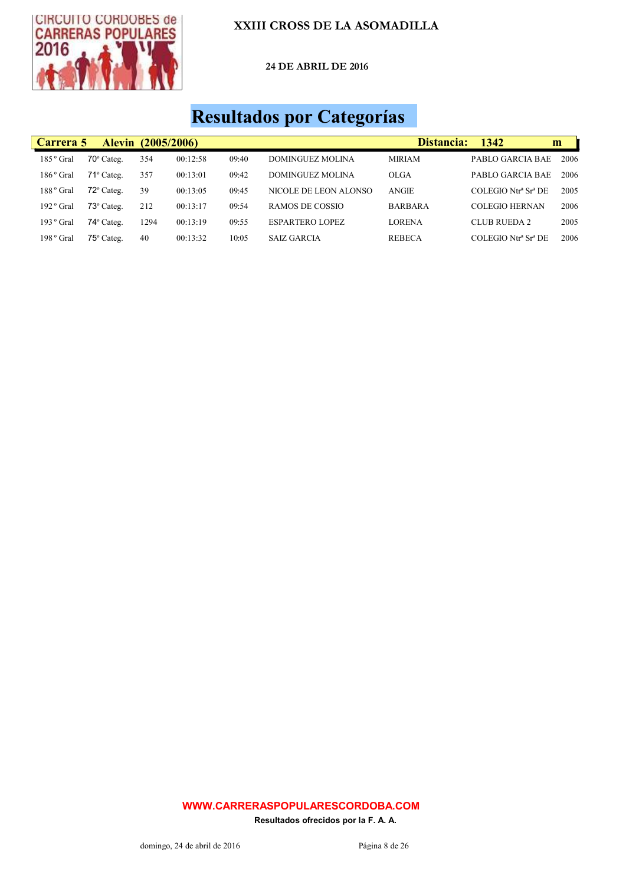# XXIII CROSS DE LA ASOMADILLA

**24 DE ABRIL DE 2016**

## Resultados por Categorías

| Carrera 5 | Alevin (2005/2006) | | | | | | Distancia: | 1342 | m |
|---|---|---|---|---|---|---|---|---|---|
| 185 º Gral | 70º Categ. | 354 | 00:12:58 | 09:40 | DOMINGUEZ MOLINA | MIRIAM | PABLO GARCIA BAE | | 2006 |
| 186 º Gral | 71º Categ. | 357 | 00:13:01 | 09:42 | DOMINGUEZ MOLINA | OLGA | PABLO GARCIA BAE | | 2006 |
| 188 º Gral | 72º Categ. | 39 | 00:13:05 | 09:45 | NICOLE DE LEON ALONSO | ANGIE | COLEGIO Ntrª Srª DE | | 2005 |
| 192 º Gral | 73º Categ. | 212 | 00:13:17 | 09:54 | RAMOS DE COSSIO | BARBARA | COLEGIO HERNAN | | 2006 |
| 193 º Gral | 74º Categ. | 1294 | 00:13:19 | 09:55 | ESPARTERO LOPEZ | LORENA | CLUB RUEDA 2 | | 2005 |
| 198 º Gral | 75º Categ. | 40 | 00:13:32 | 10:05 | SAIZ GARCIA | REBECA | COLEGIO Ntrª Srª DE | | 2006 |

**WWW.CARRERASPOPULARESCORDOBA.COM**

**Resultados ofrecidos por la F. A. A.**

domingo, 24 de abril de 2016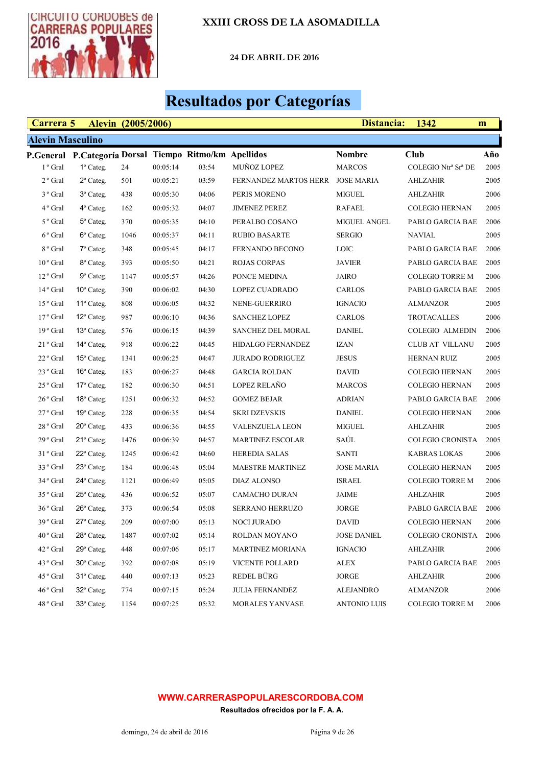# XXIII CROSS DE LA ASOMADILLA

**24 DE ABRIL DE 2016**

## Resultados por Categorías

**Carrera 5 Alevin (2005/2006) Distancia: 1342 m**

### Alevin Masculino

| P.General | P.Categoría | Dorsal | Tiempo | Ritmo/km | Apellidos | Nombre | Club | Año |
|---|---|---|---|---|---|---|---|---|
| 1º Gral | 1º Categ. | 24 | 00:05:14 | 03:54 | MUÑOZ LOPEZ | MARCOS | COLEGIO Ntrª Srª DE | 2005 |
| 2º Gral | 2º Categ. | 501 | 00:05:21 | 03:59 | FERNANDEZ MARTOS HERR | JOSE MARIA | AHLZAHIR | 2005 |
| 3º Gral | 3º Categ. | 438 | 00:05:30 | 04:06 | PERIS MORENO | MIGUEL | AHLZAHIR | 2006 |
| 4º Gral | 4º Categ. | 162 | 00:05:32 | 04:07 | JIMENEZ PEREZ | RAFAEL | COLEGIO HERNAN | 2005 |
| 5º Gral | 5º Categ. | 370 | 00:05:35 | 04:10 | PERALBO COSANO | MIGUEL ANGEL | PABLO GARCIA BAE | 2006 |
| 6º Gral | 6º Categ. | 1046 | 00:05:37 | 04:11 | RUBIO BASARTE | SERGIO | NAVIAL | 2005 |
| 8º Gral | 7º Categ. | 348 | 00:05:45 | 04:17 | FERNANDO BECONO | LOIC | PABLO GARCIA BAE | 2006 |
| 10º Gral | 8º Categ. | 393 | 00:05:50 | 04:21 | ROJAS CORPAS | JAVIER | PABLO GARCIA BAE | 2005 |
| 12º Gral | 9º Categ. | 1147 | 00:05:57 | 04:26 | PONCE MEDINA | JAIRO | COLEGIO TORRE M | 2006 |
| 14º Gral | 10º Categ. | 390 | 00:06:02 | 04:30 | LOPEZ CUADRADO | CARLOS | PABLO GARCIA BAE | 2005 |
| 15º Gral | 11º Categ. | 808 | 00:06:05 | 04:32 | NENE-GUERRIRO | IGNACIO | ALMANZOR | 2005 |
| 17º Gral | 12º Categ. | 987 | 00:06:10 | 04:36 | SANCHEZ LOPEZ | CARLOS | TROTACALLES | 2006 |
| 19º Gral | 13º Categ. | 576 | 00:06:15 | 04:39 | SANCHEZ DEL MORAL | DANIEL | COLEGIO ALMEDIN | 2006 |
| 21º Gral | 14º Categ. | 918 | 00:06:22 | 04:45 | HIDALGO FERNANDEZ | IZAN | CLUB AT VILLANU | 2005 |
| 22º Gral | 15º Categ. | 1341 | 00:06:25 | 04:47 | JURADO RODRIGUEZ | JESUS | HERNAN RUIZ | 2005 |
| 23º Gral | 16º Categ. | 183 | 00:06:27 | 04:48 | GARCIA ROLDAN | DAVID | COLEGIO HERNAN | 2005 |
| 25º Gral | 17º Categ. | 182 | 00:06:30 | 04:51 | LOPEZ RELAÑO | MARCOS | COLEGIO HERNAN | 2005 |
| 26º Gral | 18º Categ. | 1251 | 00:06:32 | 04:52 | GOMEZ BEJAR | ADRIAN | PABLO GARCIA BAE | 2006 |
| 27º Gral | 19º Categ. | 228 | 00:06:35 | 04:54 | SKRI DZEVSKIS | DANIEL | COLEGIO HERNAN | 2006 |
| 28º Gral | 20º Categ. | 433 | 00:06:36 | 04:55 | VALENZUELA LEON | MIGUEL | AHLZAHIR | 2005 |
| 29º Gral | 21º Categ. | 1476 | 00:06:39 | 04:57 | MARTINEZ ESCOLAR | SAÚL | COLEGIO CRONISTA | 2005 |
| 31º Gral | 22º Categ. | 1245 | 00:06:42 | 04:60 | HEREDIA SALAS | SANTI | KABRAS LOKAS | 2006 |
| 33º Gral | 23º Categ. | 184 | 00:06:48 | 05:04 | MAESTRE MARTINEZ | JOSE MARIA | COLEGIO HERNAN | 2005 |
| 34º Gral | 24º Categ. | 1121 | 00:06:49 | 05:05 | DIAZ ALONSO | ISRAEL | COLEGIO TORRE M | 2006 |
| 35º Gral | 25º Categ. | 436 | 00:06:52 | 05:07 | CAMACHO DURAN | JAIME | AHLZAHIR | 2005 |
| 36º Gral | 26º Categ. | 373 | 00:06:54 | 05:08 | SERRANO HERRUZO | JORGE | PABLO GARCIA BAE | 2006 |
| 39º Gral | 27º Categ. | 209 | 00:07:00 | 05:13 | NOCI JURADO | DAVID | COLEGIO HERNAN | 2006 |
| 40º Gral | 28º Categ. | 1487 | 00:07:02 | 05:14 | ROLDAN MOYANO | JOSE DANIEL | COLEGIO CRONISTA | 2006 |
| 42º Gral | 29º Categ. | 448 | 00:07:06 | 05:17 | MARTINEZ MORIANA | IGNACIO | AHLZAHIR | 2006 |
| 43º Gral | 30º Categ. | 392 | 00:07:08 | 05:19 | VICENTE POLLARD | ALEX | PABLO GARCIA BAE | 2005 |
| 45º Gral | 31º Categ. | 440 | 00:07:13 | 05:23 | REDEL BÜRG | JORGE | AHLZAHIR | 2006 |
| 46º Gral | 32º Categ. | 774 | 00:07:15 | 05:24 | JULIA FERNANDEZ | ALEJANDRO | ALMANZOR | 2006 |
| 48º Gral | 33º Categ. | 1154 | 00:07:25 | 05:32 | MORALES YANVASE | ANTONIO LUIS | COLEGIO TORRE M | 2006 |

**WWW.CARRERASPOPULARESCORDOBA.COM**

**Resultados ofrecidos por la F. A. A.**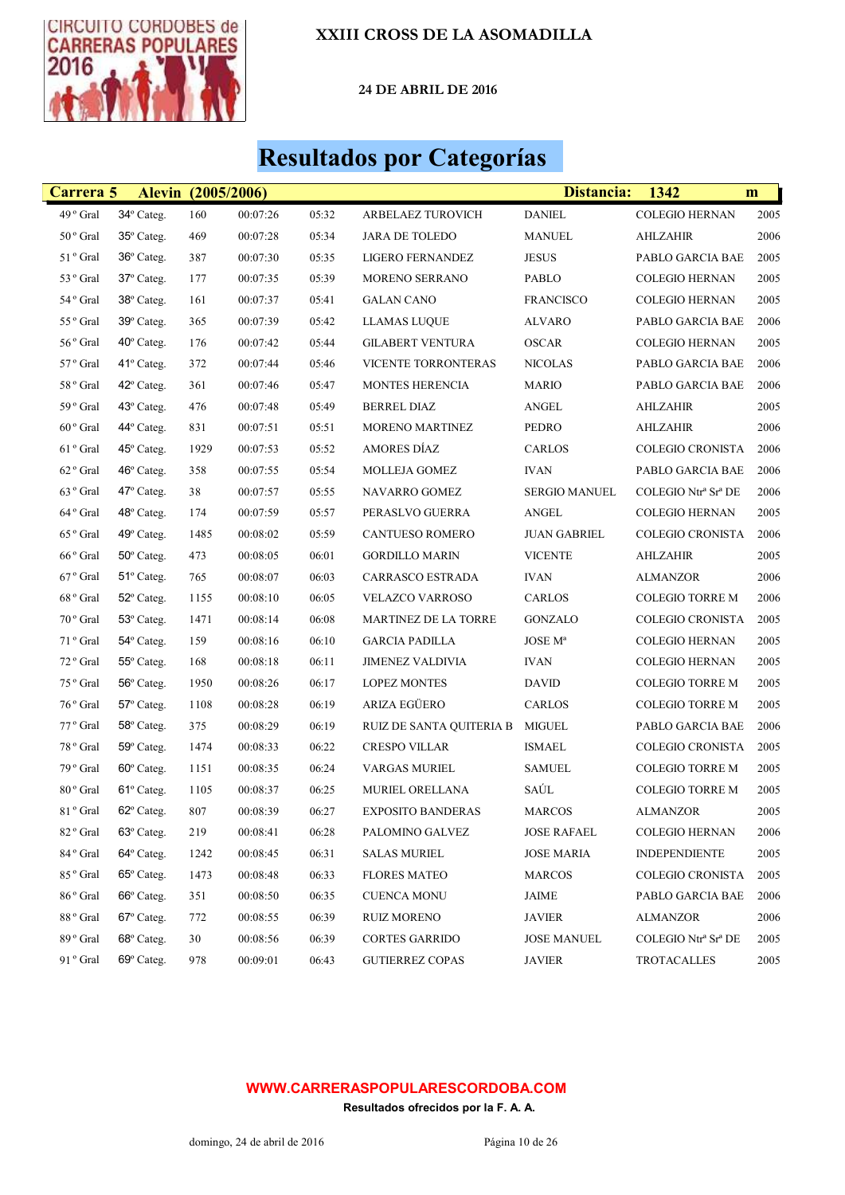# XXIII CROSS DE LA ASOMADILLA

**24 DE ABRIL DE 2016**

## Resultados por Categorías

| Carrera 5 | Alevin (2005/2006) | | | | | Distancia: | 1342 m | |
|---|---|---|---|---|---|---|---|---|
| 49 º Gral | 34º Categ. | 160 | 00:07:26 | 05:32 | ARBELAEZ TUROVICH | DANIEL | COLEGIO HERNAN | 2005 |
| 50 º Gral | 35º Categ. | 469 | 00:07:28 | 05:34 | JARA DE TOLEDO | MANUEL | AHLZAHIR | 2006 |
| 51 º Gral | 36º Categ. | 387 | 00:07:30 | 05:35 | LIGERO FERNANDEZ | JESUS | PABLO GARCIA BAE | 2005 |
| 53 º Gral | 37º Categ. | 177 | 00:07:35 | 05:39 | MORENO SERRANO | PABLO | COLEGIO HERNAN | 2005 |
| 54 º Gral | 38º Categ. | 161 | 00:07:37 | 05:41 | GALAN CANO | FRANCISCO | COLEGIO HERNAN | 2005 |
| 55 º Gral | 39º Categ. | 365 | 00:07:39 | 05:42 | LLAMAS LUQUE | ALVARO | PABLO GARCIA BAE | 2006 |
| 56 º Gral | 40º Categ. | 176 | 00:07:42 | 05:44 | GILABERT VENTURA | OSCAR | COLEGIO HERNAN | 2005 |
| 57 º Gral | 41º Categ. | 372 | 00:07:44 | 05:46 | VICENTE TORRONTERAS | NICOLAS | PABLO GARCIA BAE | 2006 |
| 58 º Gral | 42º Categ. | 361 | 00:07:46 | 05:47 | MONTES HERENCIA | MARIO | PABLO GARCIA BAE | 2006 |
| 59 º Gral | 43º Categ. | 476 | 00:07:48 | 05:49 | BERREL DIAZ | ANGEL | AHLZAHIR | 2005 |
| 60 º Gral | 44º Categ. | 831 | 00:07:51 | 05:51 | MORENO MARTINEZ | PEDRO | AHLZAHIR | 2006 |
| 61 º Gral | 45º Categ. | 1929 | 00:07:53 | 05:52 | AMORES DÍAZ | CARLOS | COLEGIO CRONISTA | 2006 |
| 62 º Gral | 46º Categ. | 358 | 00:07:55 | 05:54 | MOLLEJA GOMEZ | IVAN | PABLO GARCIA BAE | 2006 |
| 63 º Gral | 47º Categ. | 38 | 00:07:57 | 05:55 | NAVARRO GOMEZ | SERGIO MANUEL | COLEGIO Ntrª Srª DE | 2006 |
| 64 º Gral | 48º Categ. | 174 | 00:07:59 | 05:57 | PERASLVO GUERRA | ANGEL | COLEGIO HERNAN | 2005 |
| 65 º Gral | 49º Categ. | 1485 | 00:08:02 | 05:59 | CANTUESO ROMERO | JUAN GABRIEL | COLEGIO CRONISTA | 2006 |
| 66 º Gral | 50º Categ. | 473 | 00:08:05 | 06:01 | GORDILLO MARIN | VICENTE | AHLZAHIR | 2005 |
| 67 º Gral | 51º Categ. | 765 | 00:08:07 | 06:03 | CARRASCO ESTRADA | IVAN | ALMANZOR | 2006 |
| 68 º Gral | 52º Categ. | 1155 | 00:08:10 | 06:05 | VELAZCO VARROSO | CARLOS | COLEGIO TORRE M | 2006 |
| 70 º Gral | 53º Categ. | 1471 | 00:08:14 | 06:08 | MARTINEZ DE LA TORRE | GONZALO | COLEGIO CRONISTA | 2005 |
| 71 º Gral | 54º Categ. | 159 | 00:08:16 | 06:10 | GARCIA PADILLA | JOSE Mª | COLEGIO HERNAN | 2005 |
| 72 º Gral | 55º Categ. | 168 | 00:08:18 | 06:11 | JIMENEZ VALDIVIA | IVAN | COLEGIO HERNAN | 2005 |
| 75 º Gral | 56º Categ. | 1950 | 00:08:26 | 06:17 | LOPEZ MONTES | DAVID | COLEGIO TORRE M | 2005 |
| 76 º Gral | 57º Categ. | 1108 | 00:08:28 | 06:19 | ARIZA EGÜERO | CARLOS | COLEGIO TORRE M | 2005 |
| 77 º Gral | 58º Categ. | 375 | 00:08:29 | 06:19 | RUIZ DE SANTA QUITERIA B | MIGUEL | PABLO GARCIA BAE | 2006 |
| 78 º Gral | 59º Categ. | 1474 | 00:08:33 | 06:22 | CRESPO VILLAR | ISMAEL | COLEGIO CRONISTA | 2005 |
| 79 º Gral | 60º Categ. | 1151 | 00:08:35 | 06:24 | VARGAS MURIEL | SAMUEL | COLEGIO TORRE M | 2005 |
| 80 º Gral | 61º Categ. | 1105 | 00:08:37 | 06:25 | MURIEL ORELLANA | SAÚL | COLEGIO TORRE M | 2005 |
| 81 º Gral | 62º Categ. | 807 | 00:08:39 | 06:27 | EXPOSITO BANDERAS | MARCOS | ALMANZOR | 2005 |
| 82 º Gral | 63º Categ. | 219 | 00:08:41 | 06:28 | PALOMINO GALVEZ | JOSE RAFAEL | COLEGIO HERNAN | 2006 |
| 84 º Gral | 64º Categ. | 1242 | 00:08:45 | 06:31 | SALAS MURIEL | JOSE MARIA | INDEPENDIENTE | 2005 |
| 85 º Gral | 65º Categ. | 1473 | 00:08:48 | 06:33 | FLORES MATEO | MARCOS | COLEGIO CRONISTA | 2005 |
| 86 º Gral | 66º Categ. | 351 | 00:08:50 | 06:35 | CUENCA MONU | JAIME | PABLO GARCIA BAE | 2006 |
| 88 º Gral | 67º Categ. | 772 | 00:08:55 | 06:39 | RUIZ MORENO | JAVIER | ALMANZOR | 2006 |
| 89 º Gral | 68º Categ. | 30 | 00:08:56 | 06:39 | CORTES GARRIDO | JOSE MANUEL | COLEGIO Ntrª Srª DE | 2005 |
| 91 º Gral | 69º Categ. | 978 | 00:09:01 | 06:43 | GUTIERREZ COPAS | JAVIER | TROTACALLES | 2005 |

**WWW.CARRERASPOPULARESCORDOBA.COM**

**Resultados ofrecidos por la F. A. A.**

domingo, 24 de abril de 2016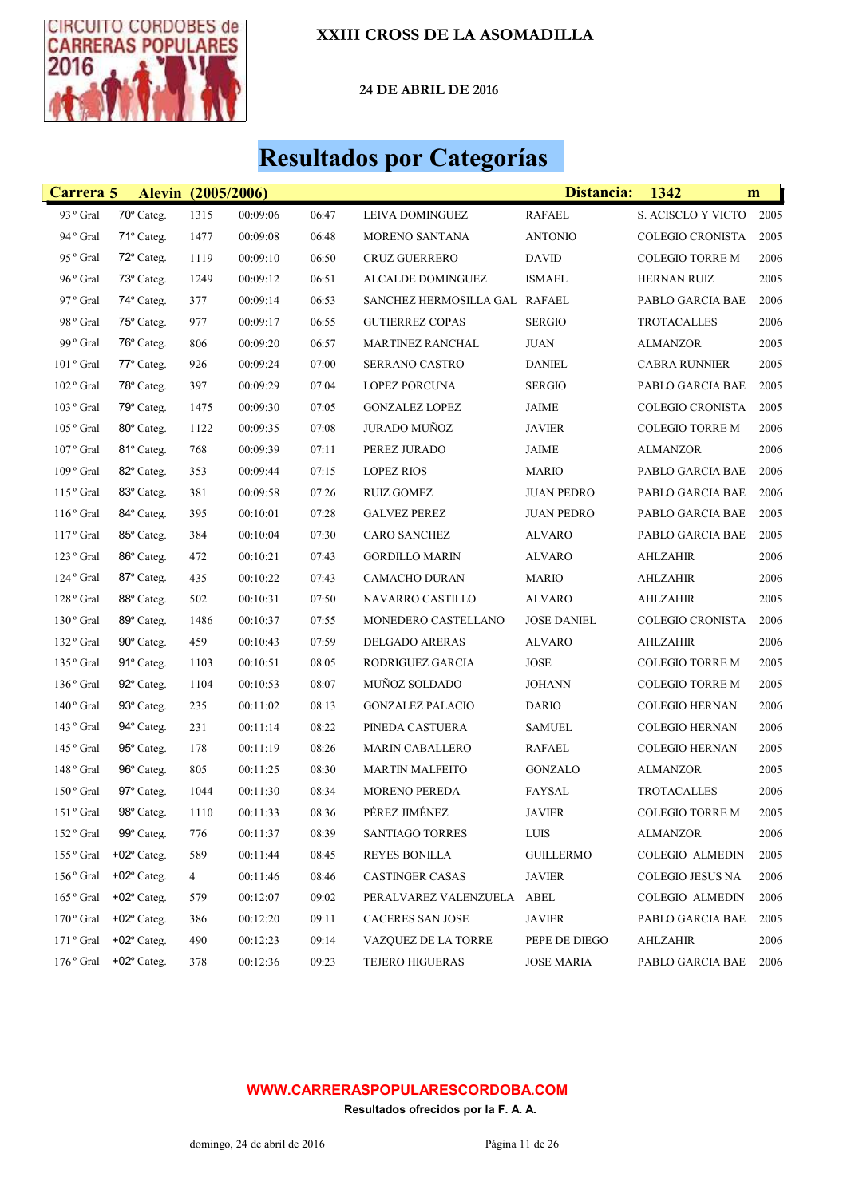# XXIII CROSS DE LA ASOMADILLA

**24 DE ABRIL DE 2016**

## Resultados por Categorías

| Carrera 5 | Alevin (2005/2006) | | | | | | Distancia: | 1342 m |
|---|---|---|---|---|---|---|---|---|
| 93 º Gral | 70º Categ. | 1315 | 00:09:06 | 06:47 | LEIVA DOMINGUEZ | RAFAEL | S. ACISCLO Y VICTO | 2005 |
| 94 º Gral | 71º Categ. | 1477 | 00:09:08 | 06:48 | MORENO SANTANA | ANTONIO | COLEGIO CRONISTA | 2005 |
| 95 º Gral | 72º Categ. | 1119 | 00:09:10 | 06:50 | CRUZ GUERRERO | DAVID | COLEGIO TORRE M | 2006 |
| 96 º Gral | 73º Categ. | 1249 | 00:09:12 | 06:51 | ALCALDE DOMINGUEZ | ISMAEL | HERNAN RUIZ | 2005 |
| 97 º Gral | 74º Categ. | 377 | 00:09:14 | 06:53 | SANCHEZ HERMOSILLA GAL | RAFAEL | PABLO GARCIA BAE | 2006 |
| 98 º Gral | 75º Categ. | 977 | 00:09:17 | 06:55 | GUTIERREZ COPAS | SERGIO | TROTACALLES | 2006 |
| 99 º Gral | 76º Categ. | 806 | 00:09:20 | 06:57 | MARTINEZ RANCHAL | JUAN | ALMANZOR | 2005 |
| 101 º Gral | 77º Categ. | 926 | 00:09:24 | 07:00 | SERRANO CASTRO | DANIEL | CABRA RUNNIER | 2005 |
| 102 º Gral | 78º Categ. | 397 | 00:09:29 | 07:04 | LOPEZ PORCUNA | SERGIO | PABLO GARCIA BAE | 2005 |
| 103 º Gral | 79º Categ. | 1475 | 00:09:30 | 07:05 | GONZALEZ LOPEZ | JAIME | COLEGIO CRONISTA | 2005 |
| 105 º Gral | 80º Categ. | 1122 | 00:09:35 | 07:08 | JURADO MUÑOZ | JAVIER | COLEGIO TORRE M | 2006 |
| 107 º Gral | 81º Categ. | 768 | 00:09:39 | 07:11 | PEREZ JURADO | JAIME | ALMANZOR | 2006 |
| 109 º Gral | 82º Categ. | 353 | 00:09:44 | 07:15 | LOPEZ RIOS | MARIO | PABLO GARCIA BAE | 2006 |
| 115 º Gral | 83º Categ. | 381 | 00:09:58 | 07:26 | RUIZ GOMEZ | JUAN PEDRO | PABLO GARCIA BAE | 2006 |
| 116 º Gral | 84º Categ. | 395 | 00:10:01 | 07:28 | GALVEZ PEREZ | JUAN PEDRO | PABLO GARCIA BAE | 2005 |
| 117 º Gral | 85º Categ. | 384 | 00:10:04 | 07:30 | CARO SANCHEZ | ALVARO | PABLO GARCIA BAE | 2005 |
| 123 º Gral | 86º Categ. | 472 | 00:10:21 | 07:43 | GORDILLO MARIN | ALVARO | AHLZAHIR | 2006 |
| 124 º Gral | 87º Categ. | 435 | 00:10:22 | 07:43 | CAMACHO DURAN | MARIO | AHLZAHIR | 2006 |
| 128 º Gral | 88º Categ. | 502 | 00:10:31 | 07:50 | NAVARRO CASTILLO | ALVARO | AHLZAHIR | 2005 |
| 130 º Gral | 89º Categ. | 1486 | 00:10:37 | 07:55 | MONEDERO CASTELLANO | JOSE DANIEL | COLEGIO CRONISTA | 2006 |
| 132 º Gral | 90º Categ. | 459 | 00:10:43 | 07:59 | DELGADO ARERAS | ALVARO | AHLZAHIR | 2006 |
| 135 º Gral | 91º Categ. | 1103 | 00:10:51 | 08:05 | RODRIGUEZ GARCIA | JOSE | COLEGIO TORRE M | 2005 |
| 136 º Gral | 92º Categ. | 1104 | 00:10:53 | 08:07 | MUÑOZ SOLDADO | JOHANN | COLEGIO TORRE M | 2005 |
| 140 º Gral | 93º Categ. | 235 | 00:11:02 | 08:13 | GONZALEZ PALACIO | DARIO | COLEGIO HERNAN | 2006 |
| 143 º Gral | 94º Categ. | 231 | 00:11:14 | 08:22 | PINEDA CASTUERA | SAMUEL | COLEGIO HERNAN | 2006 |
| 145 º Gral | 95º Categ. | 178 | 00:11:19 | 08:26 | MARIN CABALLERO | RAFAEL | COLEGIO HERNAN | 2005 |
| 148 º Gral | 96º Categ. | 805 | 00:11:25 | 08:30 | MARTIN MALFEITO | GONZALO | ALMANZOR | 2005 |
| 150 º Gral | 97º Categ. | 1044 | 00:11:30 | 08:34 | MORENO PEREDA | FAYSAL | TROTACALLES | 2006 |
| 151 º Gral | 98º Categ. | 1110 | 00:11:33 | 08:36 | PÉREZ JIMÉNEZ | JAVIER | COLEGIO TORRE M | 2005 |
| 152 º Gral | 99º Categ. | 776 | 00:11:37 | 08:39 | SANTIAGO TORRES | LUIS | ALMANZOR | 2006 |
| 155 º Gral | +02º Categ. | 589 | 00:11:44 | 08:45 | REYES BONILLA | GUILLERMO | COLEGIO ALMEDIN | 2005 |
| 156 º Gral | +02º Categ. | 4 | 00:11:46 | 08:46 | CASTINGER CASAS | JAVIER | COLEGIO JESUS NA | 2006 |
| 165 º Gral | +02º Categ. | 579 | 00:12:07 | 09:02 | PERALVAREZ VALENZUELA | ABEL | COLEGIO ALMEDIN | 2006 |
| 170 º Gral | +02º Categ. | 386 | 00:12:20 | 09:11 | CACERES SAN JOSE | JAVIER | PABLO GARCIA BAE | 2005 |
| 171 º Gral | +02º Categ. | 490 | 00:12:23 | 09:14 | VAZQUEZ DE LA TORRE | PEPE DE DIEGO | AHLZAHIR | 2006 |
| 176 º Gral | +02º Categ. | 378 | 00:12:36 | 09:23 | TEJERO HIGUERAS | JOSE MARIA | PABLO GARCIA BAE | 2006 |

**WWW.CARRERASPOPULARESCORDOBA.COM**

**Resultados ofrecidos por la F. A. A.**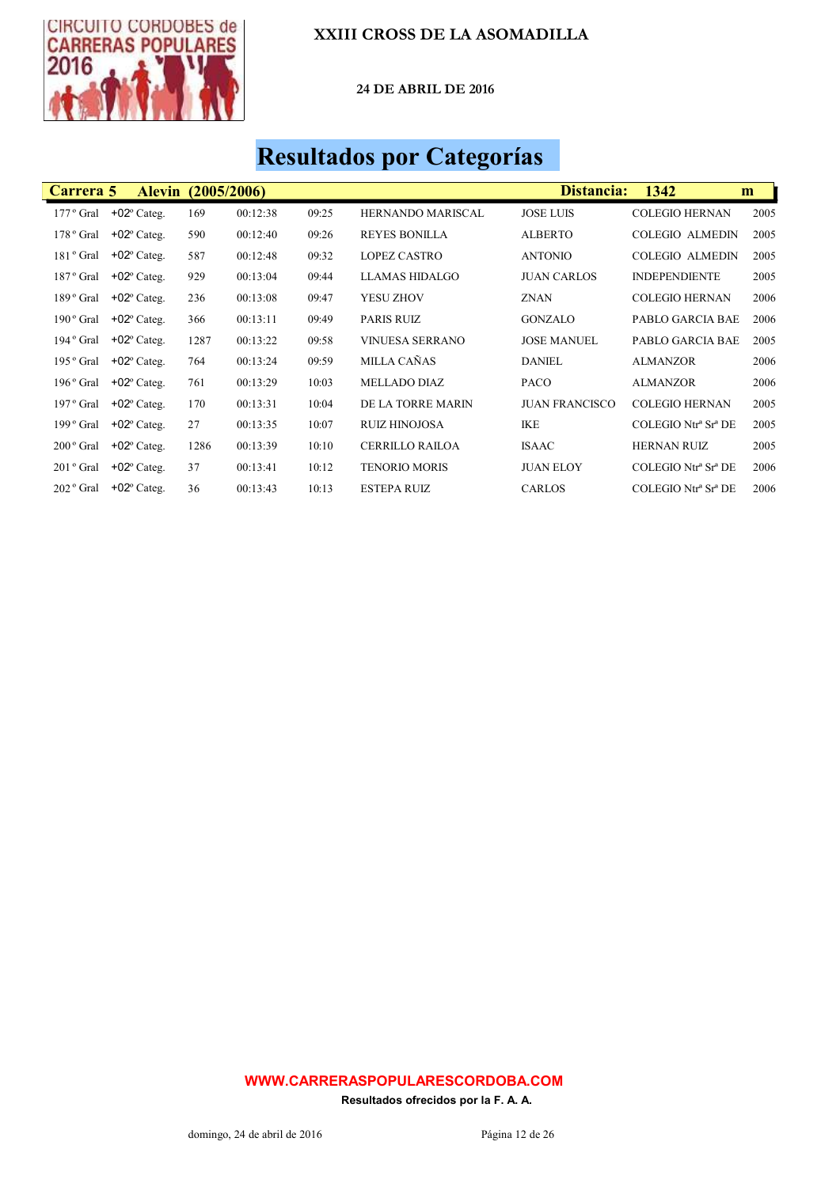# XXIII CROSS DE LA ASOMADILLA

**24 DE ABRIL DE 2016**

## Resultados por Categorías

| Carrera 5 | Alevin (2005/2006) | | | | | Distancia: | 1342 | m |
|---|---|---|---|---|---|---|---|---|
| 177 º Gral | +02º Categ. | 169 | 00:12:38 | 09:25 | HERNANDO MARISCAL | JOSE LUIS | COLEGIO HERNAN | 2005 |
| 178 º Gral | +02º Categ. | 590 | 00:12:40 | 09:26 | REYES BONILLA | ALBERTO | COLEGIO ALMEDIN | 2005 |
| 181 º Gral | +02º Categ. | 587 | 00:12:48 | 09:32 | LOPEZ CASTRO | ANTONIO | COLEGIO ALMEDIN | 2005 |
| 187 º Gral | +02º Categ. | 929 | 00:13:04 | 09:44 | LLAMAS HIDALGO | JUAN CARLOS | INDEPENDIENTE | 2005 |
| 189 º Gral | +02º Categ. | 236 | 00:13:08 | 09:47 | YESU ZHOV | ZNAN | COLEGIO HERNAN | 2006 |
| 190 º Gral | +02º Categ. | 366 | 00:13:11 | 09:49 | PARIS RUIZ | GONZALO | PABLO GARCIA BAE | 2006 |
| 194 º Gral | +02º Categ. | 1287 | 00:13:22 | 09:58 | VINUESA SERRANO | JOSE MANUEL | PABLO GARCIA BAE | 2005 |
| 195 º Gral | +02º Categ. | 764 | 00:13:24 | 09:59 | MILLA CAÑAS | DANIEL | ALMANZOR | 2006 |
| 196 º Gral | +02º Categ. | 761 | 00:13:29 | 10:03 | MELLADO DIAZ | PACO | ALMANZOR | 2006 |
| 197 º Gral | +02º Categ. | 170 | 00:13:31 | 10:04 | DE LA TORRE MARIN | JUAN FRANCISCO | COLEGIO HERNAN | 2005 |
| 199 º Gral | +02º Categ. | 27 | 00:13:35 | 10:07 | RUIZ HINOJOSA | IKE | COLEGIO Ntrª Srª DE | 2005 |
| 200 º Gral | +02º Categ. | 1286 | 00:13:39 | 10:10 | CERRILLO RAILOA | ISAAC | HERNAN RUIZ | 2005 |
| 201 º Gral | +02º Categ. | 37 | 00:13:41 | 10:12 | TENORIO MORIS | JUAN ELOY | COLEGIO Ntrª Srª DE | 2006 |
| 202 º Gral | +02º Categ. | 36 | 00:13:43 | 10:13 | ESTEPA RUIZ | CARLOS | COLEGIO Ntrª Srª DE | 2006 |

**WWW.CARRERASPOPULARESCORDOBA.COM**

**Resultados ofrecidos por la F. A. A.**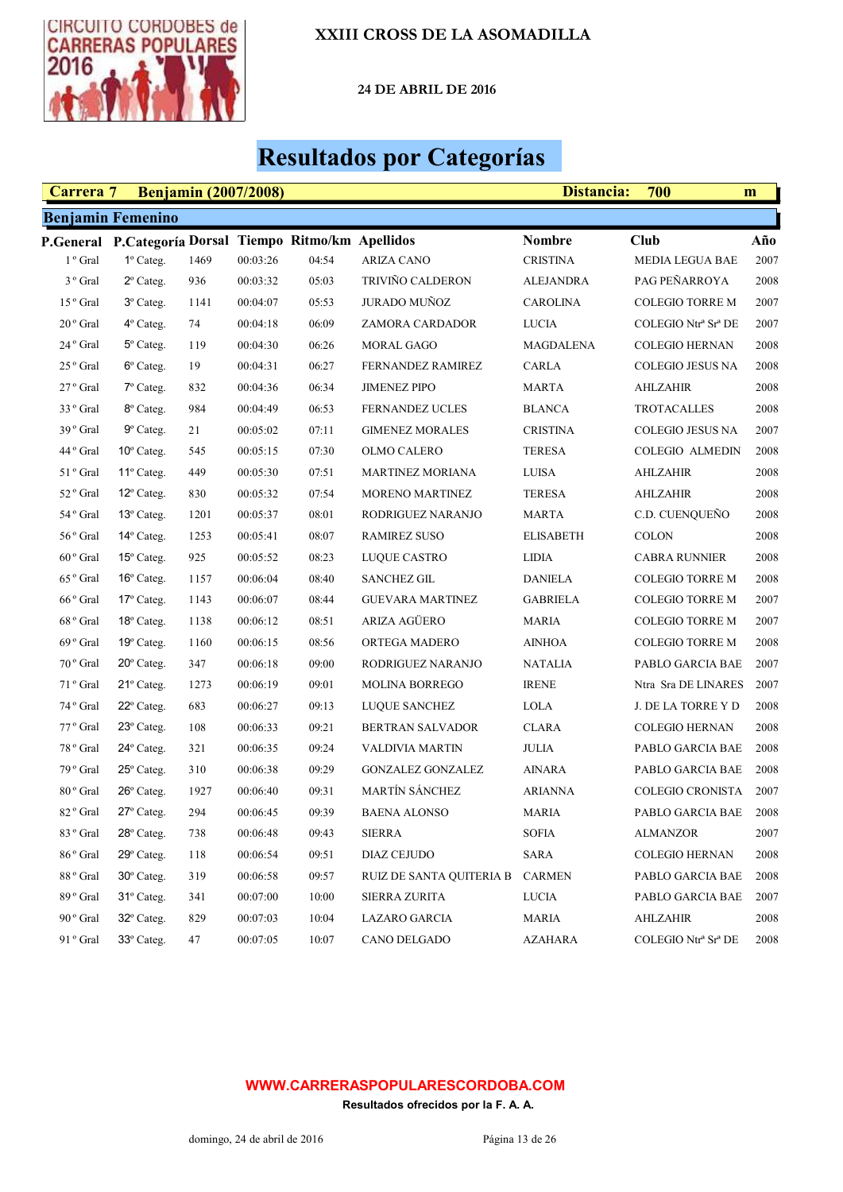# XXIII CROSS DE LA ASOMADILLA

**24 DE ABRIL DE 2016**

# Resultados por Categorías

**Carrera 7 Benjamin (2007/2008)** **Distancia: 700 m**

## Benjamin Femenino

| P.General | P.Categoría | Dorsal | Tiempo | Ritmo/km | Apellidos | Nombre | Club | Año |
|---|---|---|---|---|---|---|---|---|
| 1 º Gral | 1º Categ. | 1469 | 00:03:26 | 04:54 | ARIZA CANO | CRISTINA | MEDIA LEGUA BAE | 2007 |
| 3 º Gral | 2º Categ. | 936 | 00:03:32 | 05:03 | TRIVIÑO CALDERON | ALEJANDRA | PAG PEÑARROYA | 2008 |
| 15 º Gral | 3º Categ. | 1141 | 00:04:07 | 05:53 | JURADO MUÑOZ | CAROLINA | COLEGIO TORRE M | 2007 |
| 20 º Gral | 4º Categ. | 74 | 00:04:18 | 06:09 | ZAMORA CARDADOR | LUCIA | COLEGIO Ntrª Srª DE | 2007 |
| 24 º Gral | 5º Categ. | 119 | 00:04:30 | 06:26 | MORAL GAGO | MAGDALENA | COLEGIO HERNAN | 2008 |
| 25 º Gral | 6º Categ. | 19 | 00:04:31 | 06:27 | FERNANDEZ RAMIREZ | CARLA | COLEGIO JESUS NA | 2008 |
| 27 º Gral | 7º Categ. | 832 | 00:04:36 | 06:34 | JIMENEZ PIPO | MARTA | AHLZAHIR | 2008 |
| 33 º Gral | 8º Categ. | 984 | 00:04:49 | 06:53 | FERNANDEZ UCLES | BLANCA | TROTACALLES | 2008 |
| 39 º Gral | 9º Categ. | 21 | 00:05:02 | 07:11 | GIMENEZ MORALES | CRISTINA | COLEGIO JESUS NA | 2007 |
| 44 º Gral | 10º Categ. | 545 | 00:05:15 | 07:30 | OLMO CALERO | TERESA | COLEGIO ALMEDIN | 2008 |
| 51 º Gral | 11º Categ. | 449 | 00:05:30 | 07:51 | MARTINEZ MORIANA | LUISA | AHLZAHIR | 2008 |
| 52 º Gral | 12º Categ. | 830 | 00:05:32 | 07:54 | MORENO MARTINEZ | TERESA | AHLZAHIR | 2008 |
| 54 º Gral | 13º Categ. | 1201 | 00:05:37 | 08:01 | RODRIGUEZ NARANJO | MARTA | C.D. CUENQUEÑO | 2008 |
| 56 º Gral | 14º Categ. | 1253 | 00:05:41 | 08:07 | RAMIREZ SUSO | ELISABETH | COLON | 2008 |
| 60 º Gral | 15º Categ. | 925 | 00:05:52 | 08:23 | LUQUE CASTRO | LIDIA | CABRA RUNNIER | 2008 |
| 65 º Gral | 16º Categ. | 1157 | 00:06:04 | 08:40 | SANCHEZ GIL | DANIELA | COLEGIO TORRE M | 2008 |
| 66 º Gral | 17º Categ. | 1143 | 00:06:07 | 08:44 | GUEVARA MARTINEZ | GABRIELA | COLEGIO TORRE M | 2007 |
| 68 º Gral | 18º Categ. | 1138 | 00:06:12 | 08:51 | ARIZA AGÜERO | MARIA | COLEGIO TORRE M | 2007 |
| 69 º Gral | 19º Categ. | 1160 | 00:06:15 | 08:56 | ORTEGA MADERO | AINHOA | COLEGIO TORRE M | 2008 |
| 70 º Gral | 20º Categ. | 347 | 00:06:18 | 09:00 | RODRIGUEZ NARANJO | NATALIA | PABLO GARCIA BAE | 2007 |
| 71 º Gral | 21º Categ. | 1273 | 00:06:19 | 09:01 | MOLINA BORREGO | IRENE | Ntra Sra DE LINARES | 2007 |
| 74 º Gral | 22º Categ. | 683 | 00:06:27 | 09:13 | LUQUE SANCHEZ | LOLA | J. DE LA TORRE Y D | 2008 |
| 77 º Gral | 23º Categ. | 108 | 00:06:33 | 09:21 | BERTRAN SALVADOR | CLARA | COLEGIO HERNAN | 2008 |
| 78 º Gral | 24º Categ. | 321 | 00:06:35 | 09:24 | VALDIVIA MARTIN | JULIA | PABLO GARCIA BAE | 2008 |
| 79 º Gral | 25º Categ. | 310 | 00:06:38 | 09:29 | GONZALEZ GONZALEZ | AINARA | PABLO GARCIA BAE | 2008 |
| 80 º Gral | 26º Categ. | 1927 | 00:06:40 | 09:31 | MARTÍN SÁNCHEZ | ARIANNA | COLEGIO CRONISTA | 2007 |
| 82 º Gral | 27º Categ. | 294 | 00:06:45 | 09:39 | BAENA ALONSO | MARIA | PABLO GARCIA BAE | 2008 |
| 83 º Gral | 28º Categ. | 738 | 00:06:48 | 09:43 | SIERRA | SOFIA | ALMANZOR | 2007 |
| 86 º Gral | 29º Categ. | 118 | 00:06:54 | 09:51 | DIAZ CEJUDO | SARA | COLEGIO HERNAN | 2008 |
| 88 º Gral | 30º Categ. | 319 | 00:06:58 | 09:57 | RUIZ DE SANTA QUITERIA B | CARMEN | PABLO GARCIA BAE | 2008 |
| 89 º Gral | 31º Categ. | 341 | 00:07:00 | 10:00 | SIERRA ZURITA | LUCIA | PABLO GARCIA BAE | 2007 |
| 90 º Gral | 32º Categ. | 829 | 00:07:03 | 10:04 | LAZARO GARCIA | MARIA | AHLZAHIR | 2008 |
| 91 º Gral | 33º Categ. | 47 | 00:07:05 | 10:07 | CANO DELGADO | AZAHARA | COLEGIO Ntrª Srª DE | 2008 |

**WWW.CARRERASPOPULARESCORDOBA.COM**

**Resultados ofrecidos por la F. A. A.**